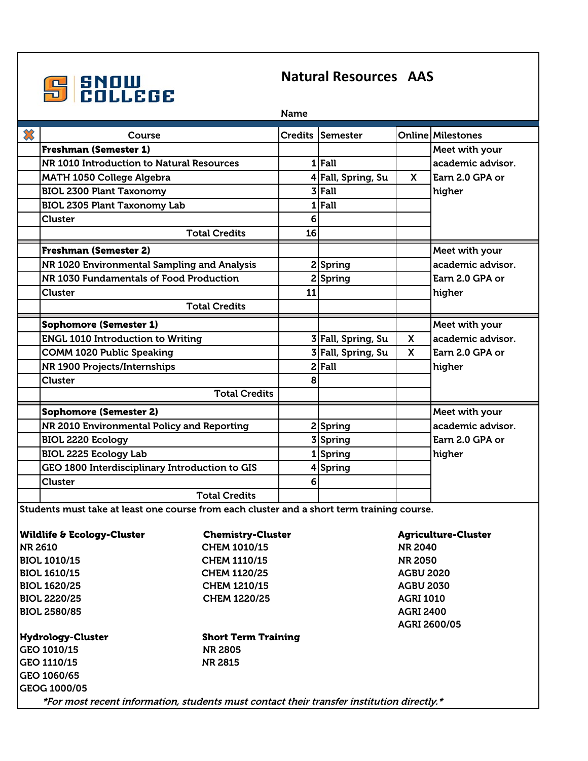# Natural Resources AAS

Name

| ✖ | Course | Credits | Semester | Online | Milestones |
|---|---|---|---|---|---|
| | **Freshman (Semester 1)** | | | | Meet with your academic advisor. Earn 2.0 GPA or higher |
| | NR 1010 Introduction to Natural Resources | 1 | Fall | | |
| | MATH 1050 College Algebra | 4 | Fall, Spring, Su | X | |
| | BIOL 2300 Plant Taxonomy | 3 | Fall | | |
| | BIOL 2305 Plant Taxonomy Lab | 1 | Fall | | |
| | Cluster | 6 | | | |
| | Total Credits | 16 | | | |
| | **Freshman (Semester 2)** | | | | Meet with your academic advisor. Earn 2.0 GPA or higher |
| | NR 1020 Environmental Sampling and Analysis | 2 | Spring | | |
| | NR 1030 Fundamentals of Food Production | 2 | Spring | | |
| | Cluster | 11 | | | |
| | Total Credits | | | | |
| | **Sophomore (Semester 1)** | | | | Meet with your academic advisor. Earn 2.0 GPA or higher |
| | ENGL 1010 Introduction to Writing | 3 | Fall, Spring, Su | X | |
| | COMM 1020 Public Speaking | 3 | Fall, Spring, Su | X | |
| | NR 1900 Projects/Internships | 2 | Fall | | |
| | Cluster | 8 | | | |
| | Total Credits | | | | |
| | **Sophomore (Semester 2)** | | | | Meet with your academic advisor. Earn 2.0 GPA or higher |
| | NR 2010 Environmental Policy and Reporting | 2 | Spring | | |
| | BIOL 2220 Ecology | 3 | Spring | | |
| | BIOL 2225 Ecology Lab | 1 | Spring | | |
| | GEO 1800 Interdisciplinary Introduction to GIS | 4 | Spring | | |
| | Cluster | 6 | | | |
| | Total Credits | | | | |

Students must take at least one course from each cluster and a short term training course.

**Wildlife & Ecology-Cluster**
- NR 2610
- BIOL 1010/15
- BIOL 1610/15
- BIOL 1620/25
- BIOL 2220/25
- BIOL 2580/85

**Chemistry-Cluster**
- CHEM 1010/15
- CHEM 1110/15
- CHEM 1120/25
- CHEM 1210/15
- CHEM 1220/25

**Agriculture-Cluster**
- NR 2040
- NR 2050
- AGBU 2020
- AGBU 2030
- AGRI 1010
- AGRI 2400
- AGRI 2600/05

**Hydrology-Cluster**
- GEO 1010/15
- GEO 1110/15
- GEO 1060/65
- GEOG 1000/05

**Short Term Training**
- NR 2805
- NR 2815

*\*For most recent information, students must contact their transfer institution directly.\**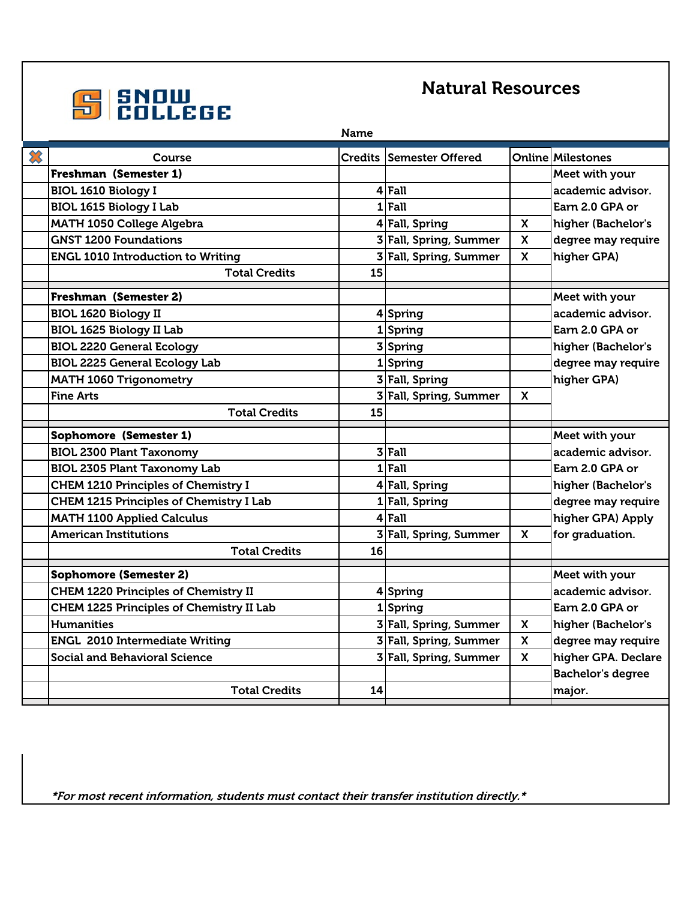SNOW COLLEGE

# Natural Resources

Name

| ✖ | Course | Credits | Semester Offered | Online | Milestones |
|---|---|---|---|---|---|
| | **Freshman (Semester 1)** | | | | Meet with your academic advisor. Earn 2.0 GPA or higher (Bachelor's degree may require higher GPA) |
| | BIOL 1610 Biology I | 4 | Fall | | |
| | BIOL 1615 Biology I Lab | 1 | Fall | | |
| | MATH 1050 College Algebra | 4 | Fall, Spring | X | |
| | GNST 1200 Foundations | 3 | Fall, Spring, Summer | X | |
| | ENGL 1010 Introduction to Writing | 3 | Fall, Spring, Summer | X | |
| | Total Credits | 15 | | | |
| | **Freshman (Semester 2)** | | | | Meet with your academic advisor. Earn 2.0 GPA or higher (Bachelor's degree may require higher GPA) |
| | BIOL 1620 Biology II | 4 | Spring | | |
| | BIOL 1625 Biology II Lab | 1 | Spring | | |
| | BIOL 2220 General Ecology | 3 | Spring | | |
| | BIOL 2225 General Ecology Lab | 1 | Spring | | |
| | MATH 1060 Trigonometry | 3 | Fall, Spring | | |
| | Fine Arts | 3 | Fall, Spring, Summer | X | |
| | Total Credits | 15 | | | |
| | **Sophomore (Semester 1)** | | | | Meet with your academic advisor. Earn 2.0 GPA or higher (Bachelor's degree may require higher GPA) Apply for graduation. |
| | BIOL 2300 Plant Taxonomy | 3 | Fall | | |
| | BIOL 2305 Plant Taxonomy Lab | 1 | Fall | | |
| | CHEM 1210 Principles of Chemistry I | 4 | Fall, Spring | | |
| | CHEM 1215 Principles of Chemistry I Lab | 1 | Fall, Spring | | |
| | MATH 1100 Applied Calculus | 4 | Fall | | |
| | American Institutions | 3 | Fall, Spring, Summer | X | |
| | Total Credits | 16 | | | |
| | **Sophomore (Semester 2)** | | | | Meet with your academic advisor. Earn 2.0 GPA or higher (Bachelor's degree may require higher GPA. Declare Bachelor's degree major. |
| | CHEM 1220 Principles of Chemistry II | 4 | Spring | | |
| | CHEM 1225 Principles of Chemistry II Lab | 1 | Spring | | |
| | Humanities | 3 | Fall, Spring, Summer | X | |
| | ENGL 2010 Intermediate Writing | 3 | Fall, Spring, Summer | X | |
| | Social and Behavioral Science | 3 | Fall, Spring, Summer | X | |
| | | | | | |
| | Total Credits | 14 | | | |

*\*For most recent information, students must contact their transfer institution directly.\**